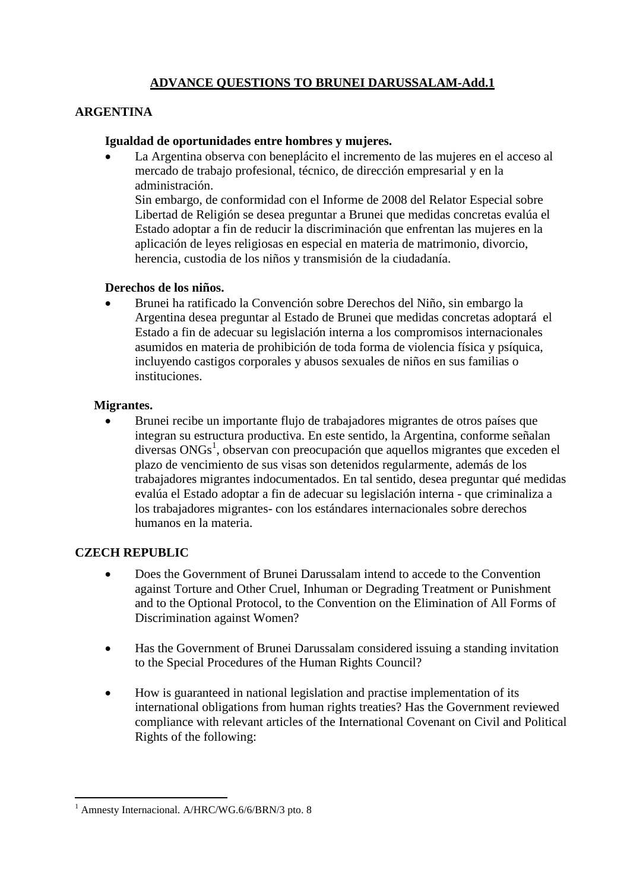# ADVANCE QUESTIONS TO BRUNEI DARUSSALAM-Add.1

## ARGENTINA

### Igualdad de oportunidades entre hombres y mujeres.

- La Argentina observa con beneplácito el incremento de las mujeres en el acceso al mercado de trabajo profesional, técnico, de dirección empresarial y en la administración.

  Sin embargo, de conformidad con el Informe de 2008 del Relator Especial sobre Libertad de Religión se desea preguntar a Brunei que medidas concretas evalúa el Estado adoptar a fin de reducir la discriminación que enfrentan las mujeres en la aplicación de leyes religiosas en especial en materia de matrimonio, divorcio, herencia, custodia de los niños y transmisión de la ciudadanía.

### Derechos de los niños.

- Brunei ha ratificado la Convención sobre Derechos del Niño, sin embargo la Argentina desea preguntar al Estado de Brunei que medidas concretas adoptará el Estado a fin de adecuar su legislación interna a los compromisos internacionales asumidos en materia de prohibición de toda forma de violencia física y psíquica, incluyendo castigos corporales y abusos sexuales de niños en sus familias o instituciones.

### Migrantes.

- Brunei recibe un importante flujo de trabajadores migrantes de otros países que integran su estructura productiva. En este sentido, la Argentina, conforme señalan diversas ONGs[1], observan con preocupación que aquellos migrantes que exceden el plazo de vencimiento de sus visas son detenidos regularmente, además de los trabajadores migrantes indocumentados. En tal sentido, desea preguntar qué medidas evalúa el Estado adoptar a fin de adecuar su legislación interna - que criminaliza a los trabajadores migrantes- con los estándares internacionales sobre derechos humanos en la materia.

## CZECH REPUBLIC

- Does the Government of Brunei Darussalam intend to accede to the Convention against Torture and Other Cruel, Inhuman or Degrading Treatment or Punishment and to the Optional Protocol, to the Convention on the Elimination of All Forms of Discrimination against Women?

- Has the Government of Brunei Darussalam considered issuing a standing invitation to the Special Procedures of the Human Rights Council?

- How is guaranteed in national legislation and practise implementation of its international obligations from human rights treaties? Has the Government reviewed compliance with relevant articles of the International Covenant on Civil and Political Rights of the following:

---

[1] Amnesty Internacional. A/HRC/WG.6/6/BRN/3 pto. 8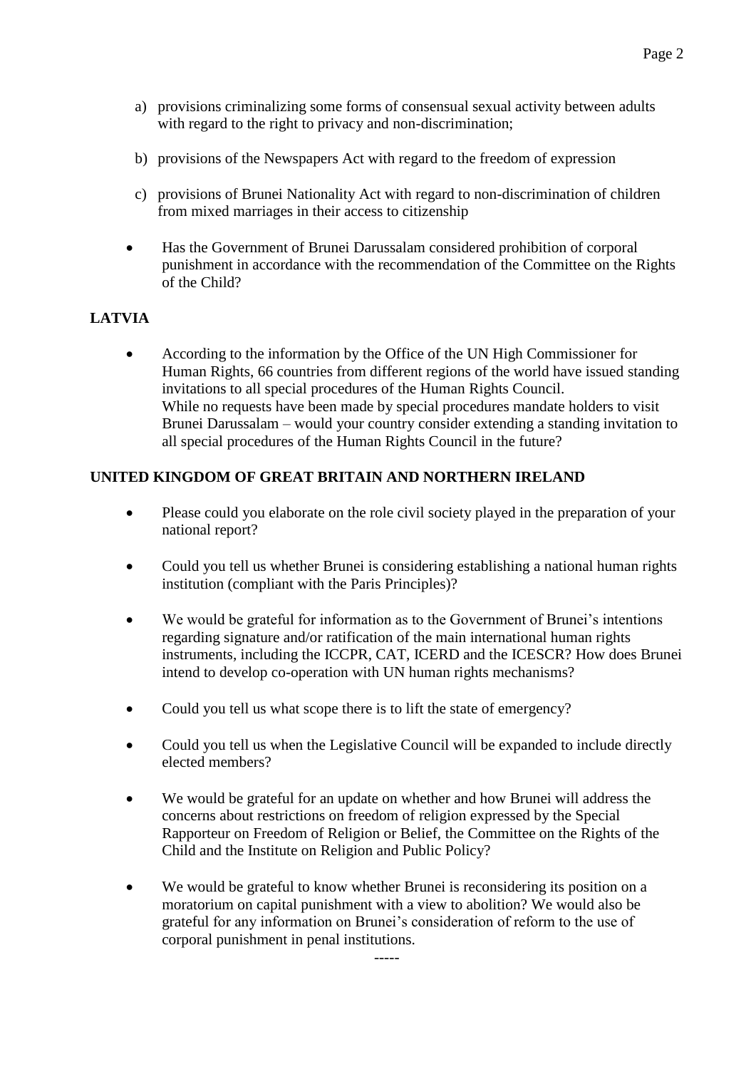a) provisions criminalizing some forms of consensual sexual activity between adults with regard to the right to privacy and non-discrimination;

b) provisions of the Newspapers Act with regard to the freedom of expression

c) provisions of Brunei Nationality Act with regard to non-discrimination of children from mixed marriages in their access to citizenship

- Has the Government of Brunei Darussalam considered prohibition of corporal punishment in accordance with the recommendation of the Committee on the Rights of the Child?

**LATVIA**

- According to the information by the Office of the UN High Commissioner for Human Rights, 66 countries from different regions of the world have issued standing invitations to all special procedures of the Human Rights Council. While no requests have been made by special procedures mandate holders to visit Brunei Darussalam – would your country consider extending a standing invitation to all special procedures of the Human Rights Council in the future?

**UNITED KINGDOM OF GREAT BRITAIN AND NORTHERN IRELAND**

- Please could you elaborate on the role civil society played in the preparation of your national report?

- Could you tell us whether Brunei is considering establishing a national human rights institution (compliant with the Paris Principles)?

- We would be grateful for information as to the Government of Brunei's intentions regarding signature and/or ratification of the main international human rights instruments, including the ICCPR, CAT, ICERD and the ICESCR? How does Brunei intend to develop co-operation with UN human rights mechanisms?

- Could you tell us what scope there is to lift the state of emergency?

- Could you tell us when the Legislative Council will be expanded to include directly elected members?

- We would be grateful for an update on whether and how Brunei will address the concerns about restrictions on freedom of religion expressed by the Special Rapporteur on Freedom of Religion or Belief, the Committee on the Rights of the Child and the Institute on Religion and Public Policy?

- We would be grateful to know whether Brunei is reconsidering its position on a moratorium on capital punishment with a view to abolition? We would also be grateful for any information on Brunei's consideration of reform to the use of corporal punishment in penal institutions.

-----